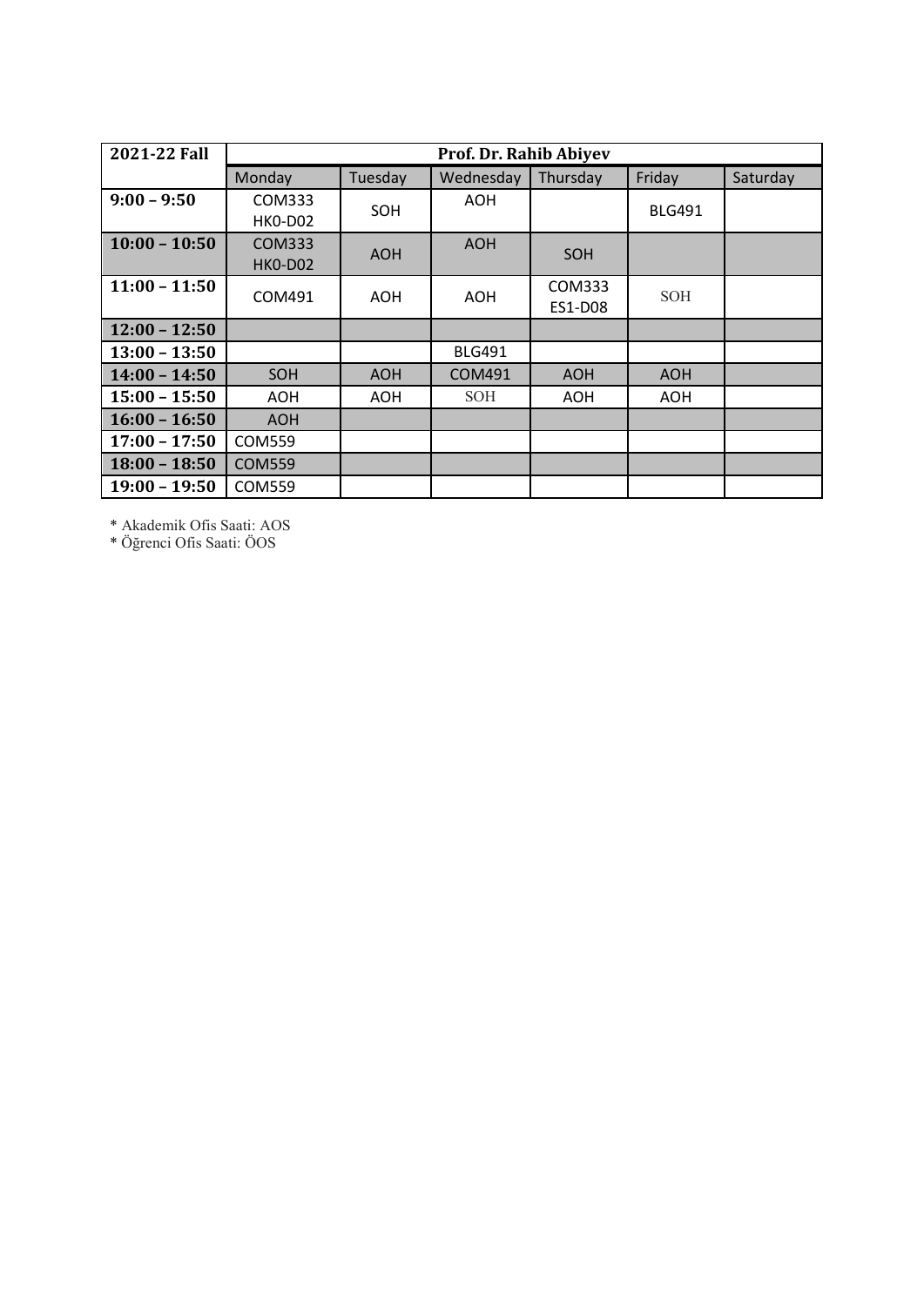| 2021-22 Fall | Prof. Dr. Rahib Abiyev | | | | | |
|---|---|---|---|---|---|---|
| | Monday | Tuesday | Wednesday | Thursday | Friday | Saturday |
| **9:00 – 9:50** | COM333 HK0-D02 | SOH | AOH | | BLG491 | |
| **10:00 – 10:50** | COM333 HK0-D02 | AOH | AOH | SOH | | |
| **11:00 – 11:50** | COM491 | AOH | AOH | COM333 ES1-D08 | SOH | |
| **12:00 – 12:50** | | | | | | |
| **13:00 – 13:50** | | | BLG491 | | | |
| **14:00 – 14:50** | SOH | AOH | COM491 | AOH | AOH | |
| **15:00 – 15:50** | AOH | AOH | SOH | AOH | AOH | |
| **16:00 – 16:50** | AOH | | | | | |
| **17:00 – 17:50** | COM559 | | | | | |
| **18:00 – 18:50** | COM559 | | | | | |
| **19:00 – 19:50** | COM559 | | | | | |

* Akademik Ofis Saati: AOS
* Öğrenci Ofis Saati: ÖOS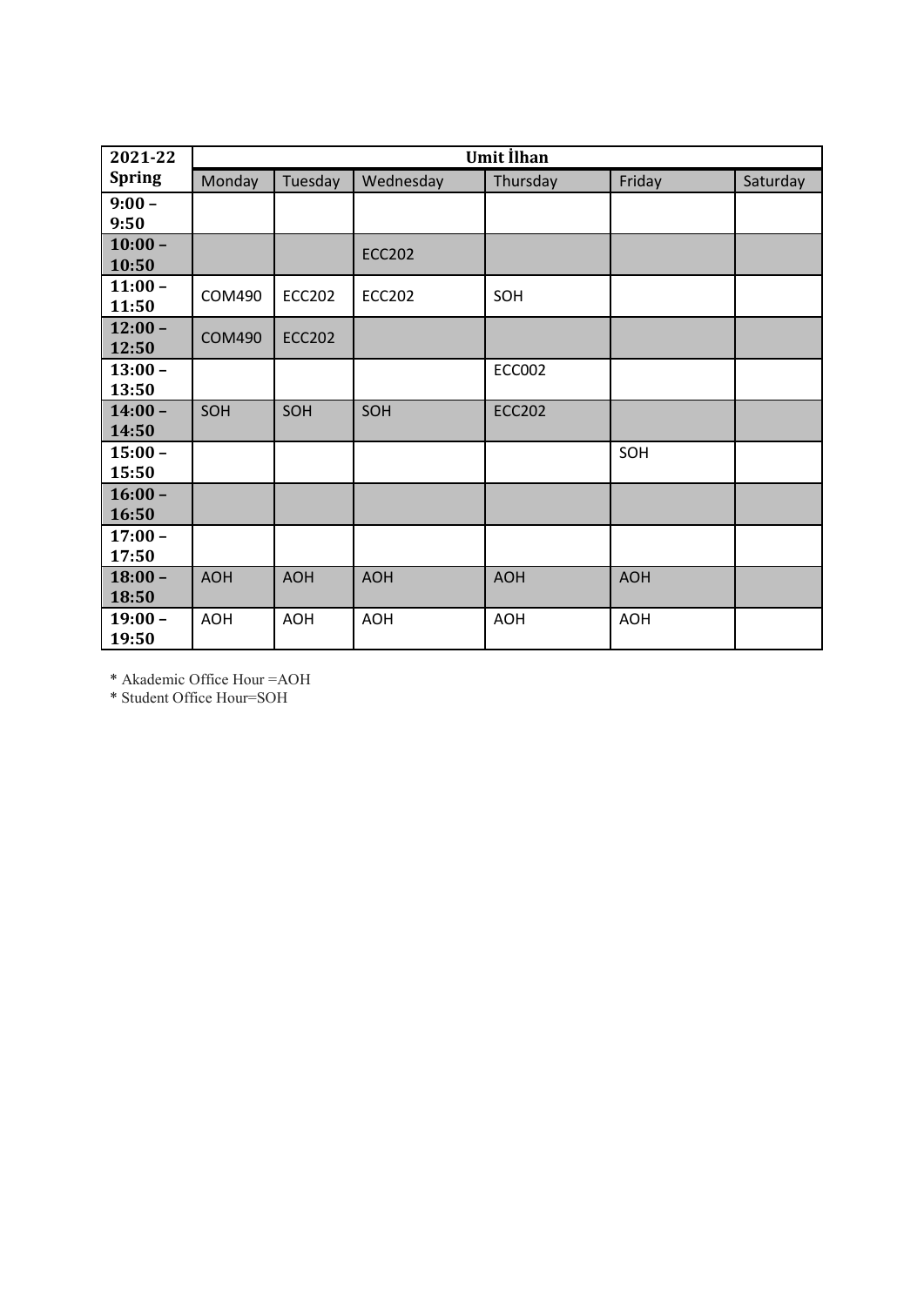| 2021-22 | Umit İlhan | | | | | |
|---|---|---|---|---|---|---|
| **Spring** | Monday | Tuesday | Wednesday | Thursday | Friday | Saturday |
| **9:00 – 9:50** | | | | | | |
| **10:00 – 10:50** | | | ECC202 | | | |
| **11:00 – 11:50** | COM490 | ECC202 | ECC202 | SOH | | |
| **12:00 – 12:50** | COM490 | ECC202 | | | | |
| **13:00 – 13:50** | | | | ECC002 | | |
| **14:00 – 14:50** | SOH | SOH | SOH | ECC202 | | |
| **15:00 – 15:50** | | | | | SOH | |
| **16:00 – 16:50** | | | | | | |
| **17:00 – 17:50** | | | | | | |
| **18:00 – 18:50** | AOH | AOH | AOH | AOH | AOH | |
| **19:00 – 19:50** | AOH | AOH | AOH | AOH | AOH | |

* Akademic Office Hour =AOH
* Student Office Hour=SOH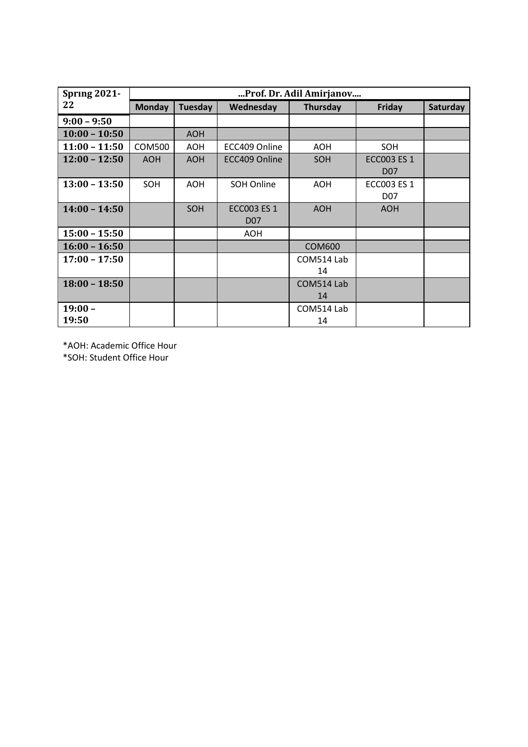| Spring 2021-22 | …Prof. Dr. Adil Amirjanov…. | | | | | |
|---|---|---|---|---|---|---|
| | **Monday** | **Tuesday** | **Wednesday** | **Thursday** | **Friday** | **Saturday** |
| **9:00 – 9:50** | | | | | | |
| **10:00 – 10:50** | | AOH | | | | |
| **11:00 – 11:50** | COM500 | AOH | ECC409 Online | AOH | SOH | |
| **12:00 – 12:50** | AOH | AOH | ECC409 Online | SOH | ECC003 ES 1 D07 | |
| **13:00 – 13:50** | SOH | AOH | SOH Online | AOH | ECC003 ES 1 D07 | |
| **14:00 – 14:50** | | SOH | ECC003 ES 1 D07 | AOH | AOH | |
| **15:00 – 15:50** | | | AOH | | | |
| **16:00 – 16:50** | | | | COM600 | | |
| **17:00 – 17:50** | | | | COM514 Lab 14 | | |
| **18:00 – 18:50** | | | | COM514 Lab 14 | | |
| **19:00 – 19:50** | | | | COM514 Lab 14 | | |

*AOH: Academic Office Hour

*SOH: Student Office Hour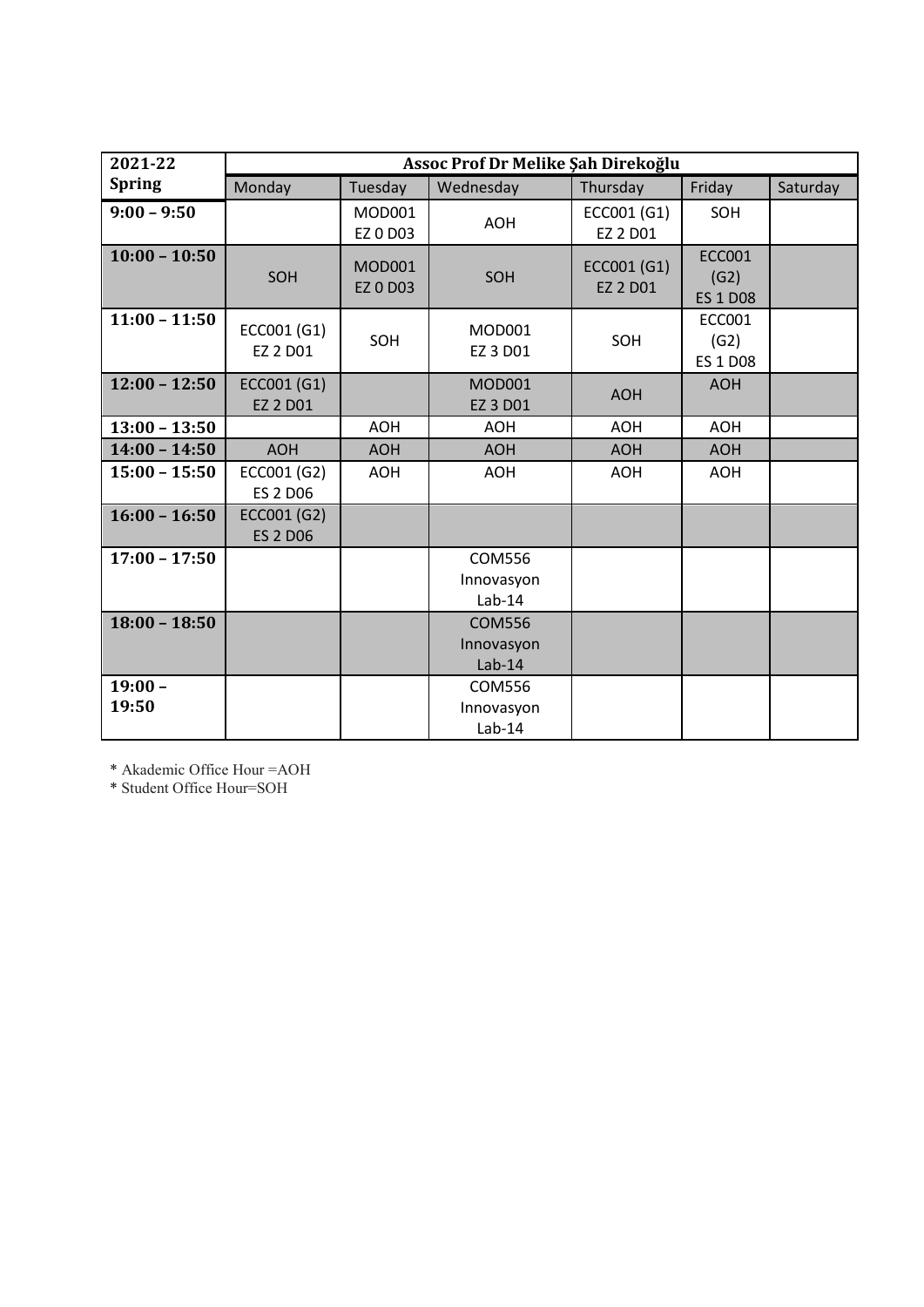| 2021-22 Spring | Assoc Prof Dr Melike Şah Direkoğlu | | | | | |
|---|---|---|---|---|---|---|
| | Monday | Tuesday | Wednesday | Thursday | Friday | Saturday |
| **9:00 – 9:50** | | MOD001 EZ 0 D03 | AOH | ECC001 (G1) EZ 2 D01 | SOH | |
| **10:00 – 10:50** | SOH | MOD001 EZ 0 D03 | SOH | ECC001 (G1) EZ 2 D01 | ECC001 (G2) ES 1 D08 | |
| **11:00 – 11:50** | ECC001 (G1) EZ 2 D01 | SOH | MOD001 EZ 3 D01 | SOH | ECC001 (G2) ES 1 D08 | |
| **12:00 – 12:50** | ECC001 (G1) EZ 2 D01 | | MOD001 EZ 3 D01 | AOH | AOH | |
| **13:00 – 13:50** | | AOH | AOH | AOH | AOH | |
| **14:00 – 14:50** | AOH | AOH | AOH | AOH | AOH | |
| **15:00 – 15:50** | ECC001 (G2) ES 2 D06 | AOH | AOH | AOH | AOH | |
| **16:00 – 16:50** | ECC001 (G2) ES 2 D06 | | | | | |
| **17:00 – 17:50** | | | COM556 Innovasyon Lab-14 | | | |
| **18:00 – 18:50** | | | COM556 Innovasyon Lab-14 | | | |
| **19:00 – 19:50** | | | COM556 Innovasyon Lab-14 | | | |

* Akademic Office Hour =AOH
* Student Office Hour=SOH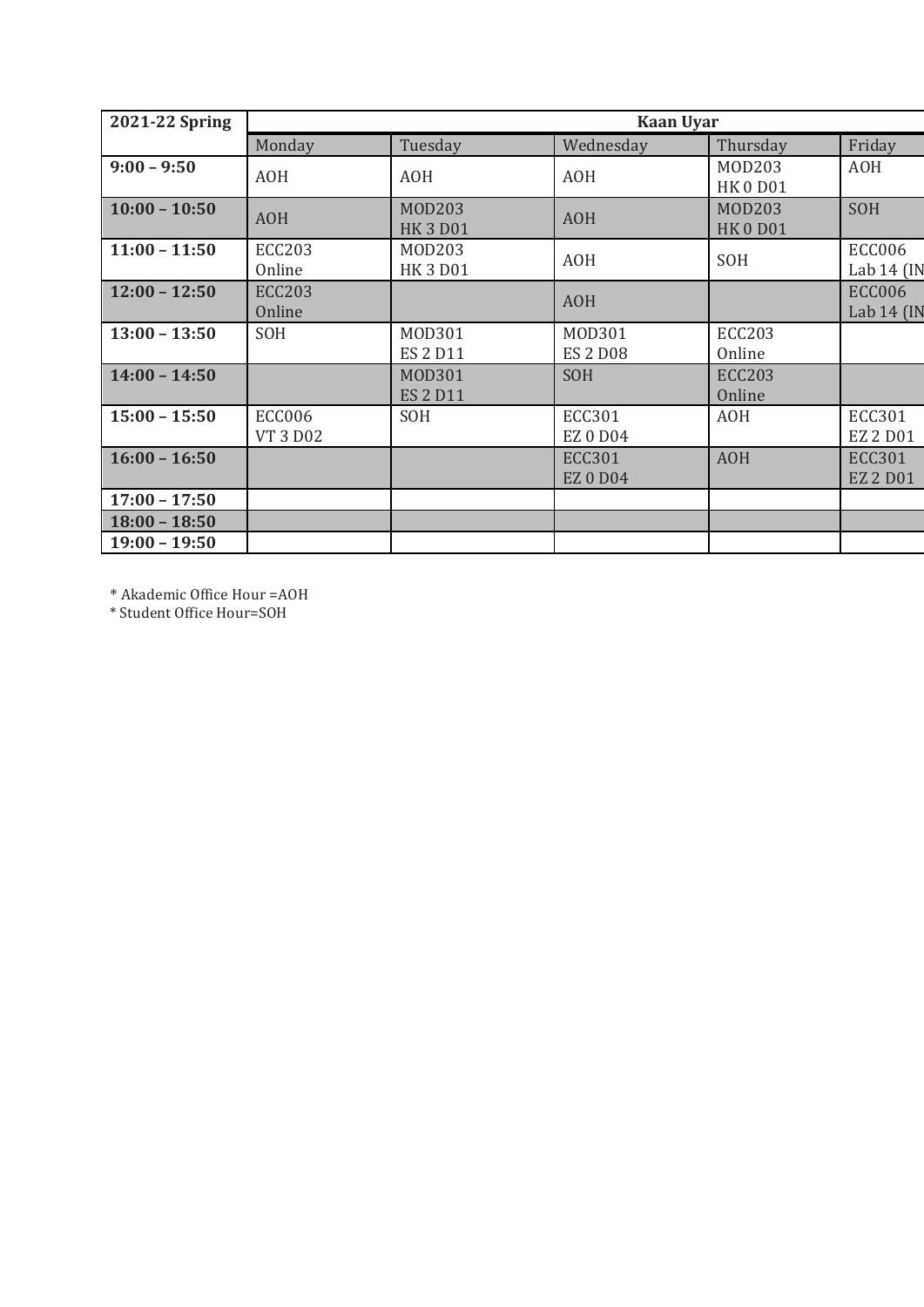| 2021-22 Spring | Kaan Uyar | | | | |
|---|---|---|---|---|---|
| | Monday | Tuesday | Wednesday | Thursday | Friday |
| 9:00 – 9:50 | AOH | AOH | AOH | MOD203 HK 0 D01 | AOH |
| 10:00 – 10:50 | AOH | MOD203 HK 3 D01 | AOH | MOD203 HK 0 D01 | SOH |
| 11:00 – 11:50 | ECC203 Online | MOD203 HK 3 D01 | AOH | SOH | ECC006 Lab 14 (IN |
| 12:00 – 12:50 | ECC203 Online | | AOH | | ECC006 Lab 14 (IN |
| 13:00 – 13:50 | SOH | MOD301 ES 2 D11 | MOD301 ES 2 D08 | ECC203 Online | |
| 14:00 – 14:50 | | MOD301 ES 2 D11 | SOH | ECC203 Online | |
| 15:00 – 15:50 | ECC006 VT 3 D02 | SOH | ECC301 EZ 0 D04 | AOH | ECC301 EZ 2 D01 |
| 16:00 – 16:50 | | | ECC301 EZ 0 D04 | AOH | ECC301 EZ 2 D01 |
| 17:00 – 17:50 | | | | | |
| 18:00 – 18:50 | | | | | |
| 19:00 – 19:50 | | | | | |

* Akademic Office Hour =AOH

* Student Office Hour=SOH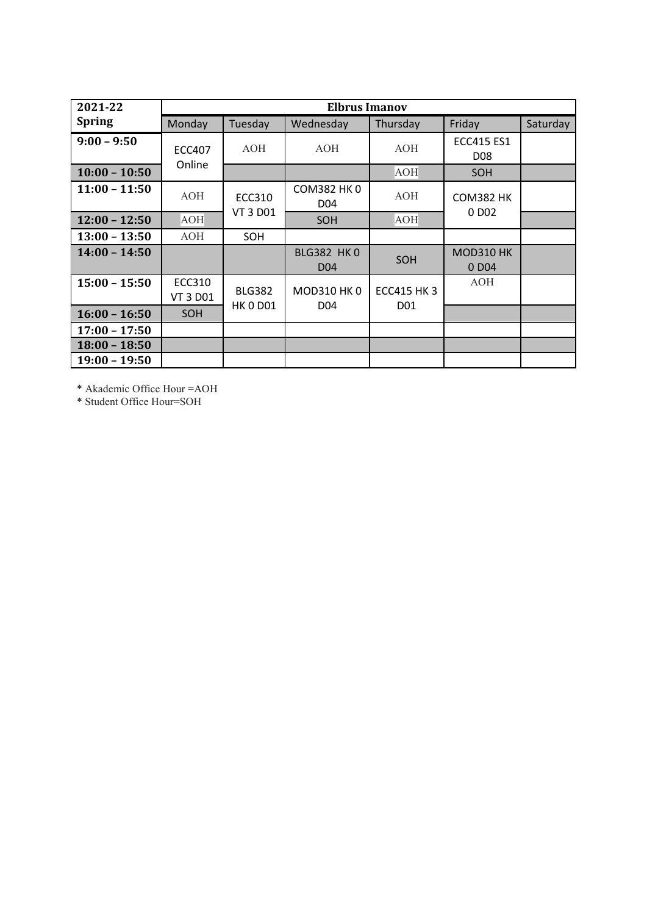| 2021-22 Spring | Elbrus Imanov | | | | | |
|---|---|---|---|---|---|---|
| | Monday | Tuesday | Wednesday | Thursday | Friday | Saturday |
| 9:00 – 9:50 | ECC407 Online | AOH | AOH | AOH | ECC415 ES1 D08 | |
| 10:00 – 10:50 | | | | AOH | SOH | |
| 11:00 – 11:50 | AOH | ECC310 VT 3 D01 | COM382 HK 0 D04 | AOH | COM382 HK 0 D02 | |
| 12:00 – 12:50 | AOH | | SOH | AOH | | |
| 13:00 – 13:50 | AOH | SOH | | | | |
| 14:00 – 14:50 | | | BLG382 HK 0 D04 | SOH | MOD310 HK 0 D04 | |
| 15:00 – 15:50 | ECC310 VT 3 D01 | BLG382 HK 0 D01 | MOD310 HK 0 D04 | ECC415 HK 3 D01 | AOH | |
| 16:00 – 16:50 | SOH | | | | | |
| 17:00 – 17:50 | | | | | | |
| 18:00 – 18:50 | | | | | | |
| 19:00 – 19:50 | | | | | | |

* Akademic Office Hour =AOH
* Student Office Hour=SOH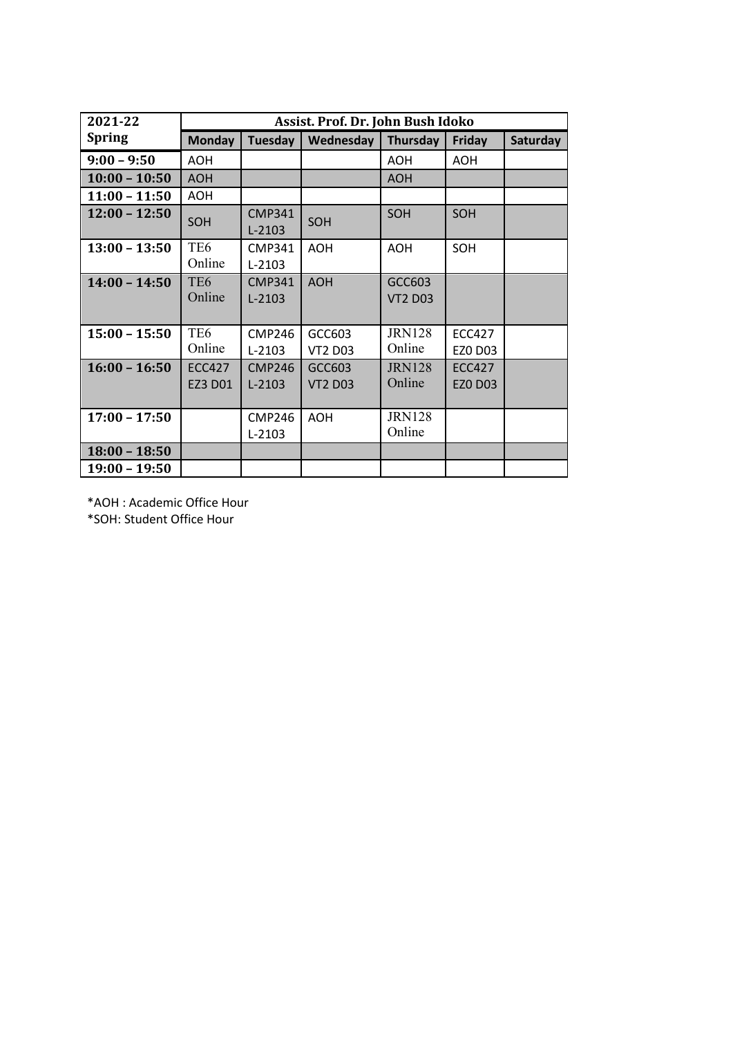| 2021-22 Spring | Assist. Prof. Dr. John Bush Idoko | | | | | |
|---|---|---|---|---|---|---|
| | **Monday** | **Tuesday** | **Wednesday** | **Thursday** | **Friday** | **Saturday** |
| **9:00 – 9:50** | AOH | | | AOH | AOH | |
| **10:00 – 10:50** | AOH | | | AOH | | |
| **11:00 – 11:50** | AOH | | | | | |
| **12:00 – 12:50** | SOH | CMP341 L-2103 | SOH | SOH | SOH | |
| **13:00 – 13:50** | TE6 Online | CMP341 L-2103 | AOH | AOH | SOH | |
| **14:00 – 14:50** | TE6 Online | CMP341 L-2103 | AOH | GCC603 VT2 D03 | | |
| **15:00 – 15:50** | TE6 Online | CMP246 L-2103 | GCC603 VT2 D03 | JRN128 Online | ECC427 EZ0 D03 | |
| **16:00 – 16:50** | ECC427 EZ3 D01 | CMP246 L-2103 | GCC603 VT2 D03 | JRN128 Online | ECC427 EZ0 D03 | |
| **17:00 – 17:50** | | CMP246 L-2103 | AOH | JRN128 Online | | |
| **18:00 – 18:50** | | | | | | |
| **19:00 – 19:50** | | | | | | |

*AOH : Academic Office Hour

*SOH: Student Office Hour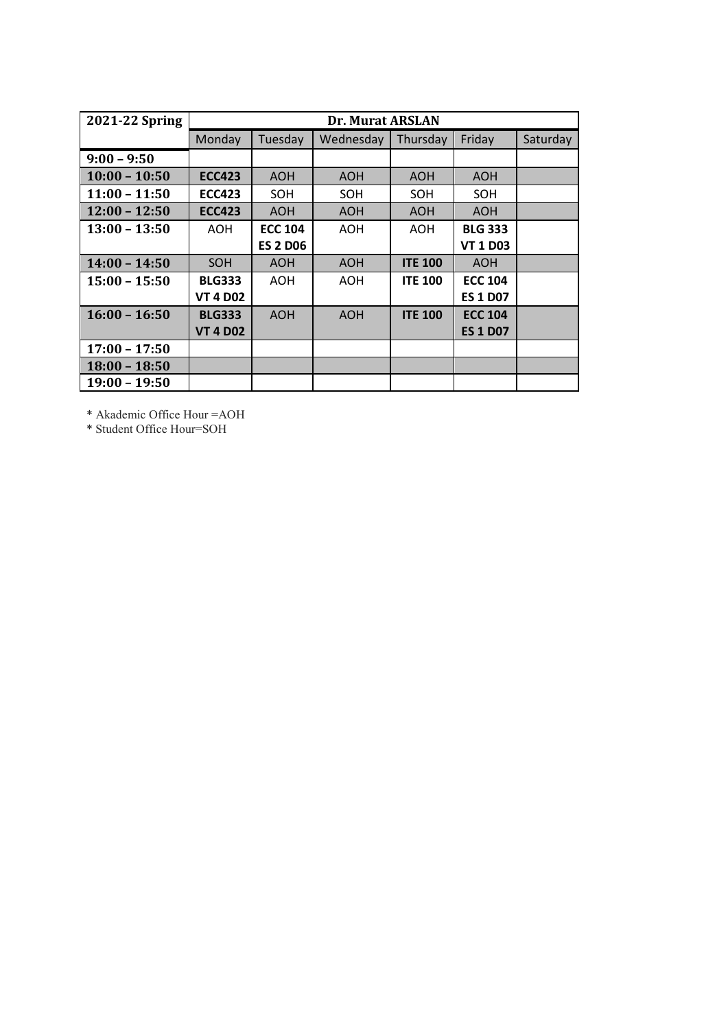| 2021-22 Spring | Dr. Murat ARSLAN | | | | | |
|---|---|---|---|---|---|---|
| | Monday | Tuesday | Wednesday | Thursday | Friday | Saturday |
| **9:00 – 9:50** | | | | | | |
| **10:00 – 10:50** | **ECC423** | AOH | AOH | AOH | AOH | |
| **11:00 – 11:50** | **ECC423** | SOH | SOH | SOH | SOH | |
| **12:00 – 12:50** | **ECC423** | AOH | AOH | AOH | AOH | |
| **13:00 – 13:50** | AOH | **ECC 104 ES 2 D06** | AOH | AOH | **BLG 333 VT 1 D03** | |
| **14:00 – 14:50** | SOH | AOH | AOH | **ITE 100** | AOH | |
| **15:00 – 15:50** | **BLG333 VT 4 D02** | AOH | AOH | **ITE 100** | **ECC 104 ES 1 D07** | |
| **16:00 – 16:50** | **BLG333 VT 4 D02** | AOH | AOH | **ITE 100** | **ECC 104 ES 1 D07** | |
| **17:00 – 17:50** | | | | | | |
| **18:00 – 18:50** | | | | | | |
| **19:00 – 19:50** | | | | | | |

* Akademic Office Hour =AOH

* Student Office Hour=SOH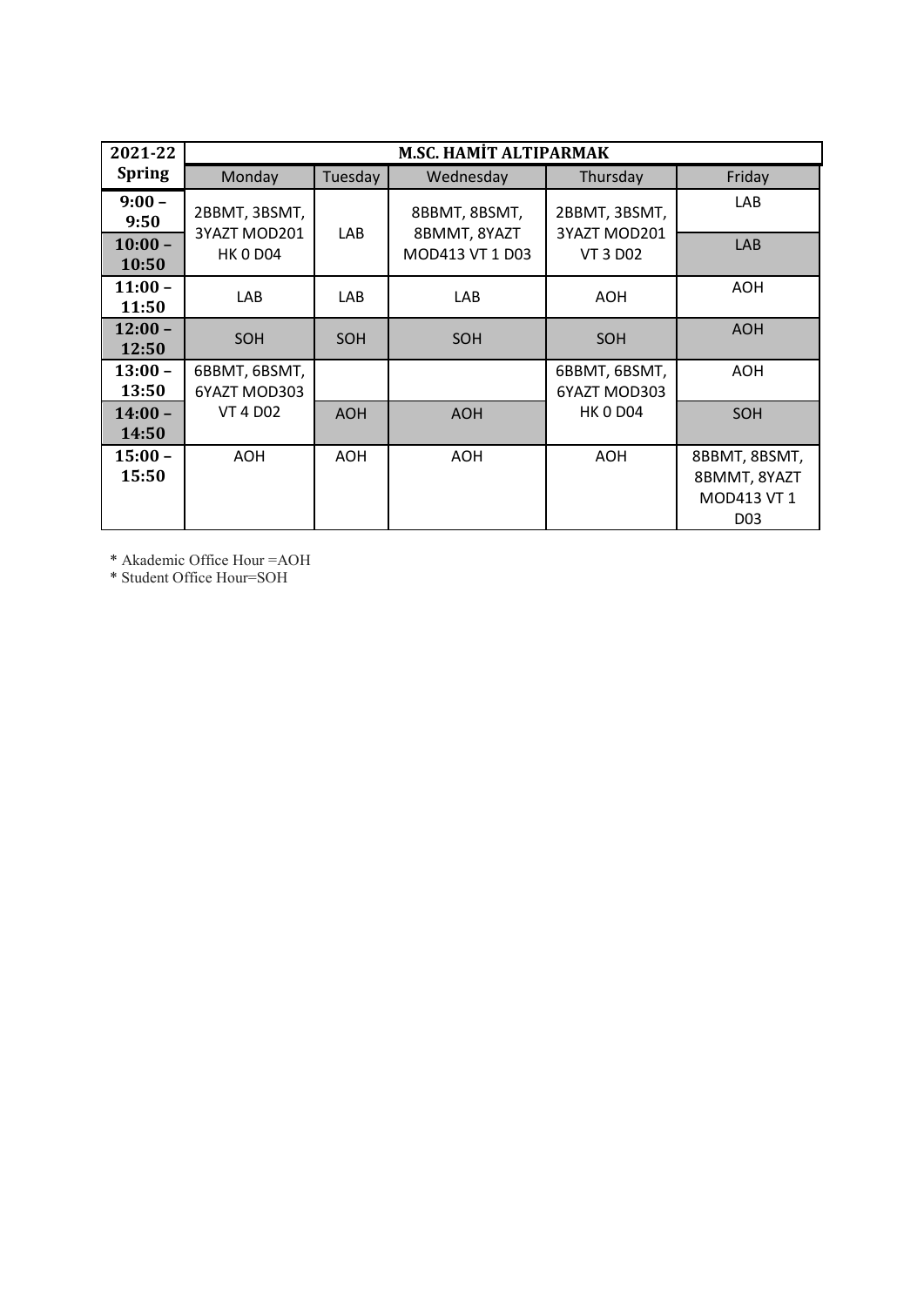| 2021-22 | M.SC. HAMİT ALTIPARMAK | | | | |
|---|---|---|---|---|---|
| **Spring** | Monday | Tuesday | Wednesday | Thursday | Friday |
| **9:00 – 9:50** | 2BBMT, 3BSMT, 3YAZT MOD201 HK 0 D04 | LAB | 8BBMT, 8BSMT, 8BMMT, 8YAZT MOD413 VT 1 D03 | 2BBMT, 3BSMT, 3YAZT MOD201 VT 3 D02 | LAB |
| **10:00 – 10:50** | | | | | LAB |
| **11:00 – 11:50** | LAB | LAB | LAB | AOH | AOH |
| **12:00 – 12:50** | SOH | SOH | SOH | SOH | AOH |
| **13:00 – 13:50** | 6BBMT, 6BSMT, 6YAZT MOD303 VT 4 D02 | | | 6BBMT, 6BSMT, 6YAZT MOD303 HK 0 D04 | AOH |
| **14:00 – 14:50** | | AOH | AOH | | SOH |
| **15:00 – 15:50** | AOH | AOH | AOH | AOH | 8BBMT, 8BSMT, 8BMMT, 8YAZT MOD413 VT 1 D03 |

* Akademic Office Hour =AOH
* Student Office Hour=SOH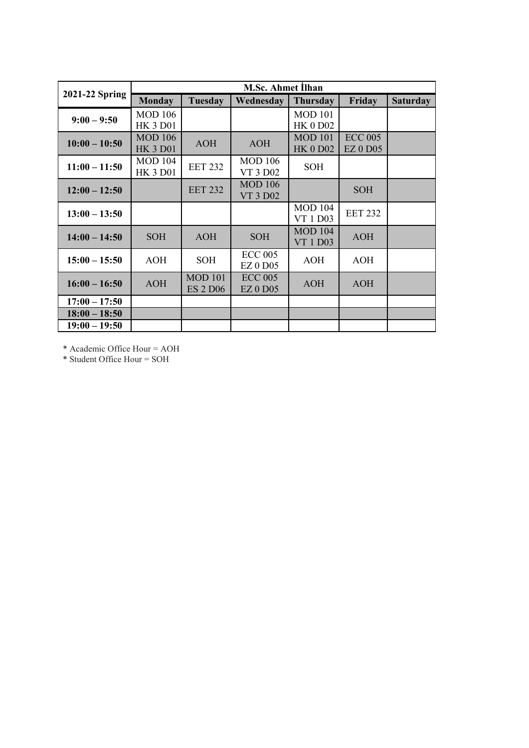| 2021-22 Spring | M.Sc. Ahmet İlhan | | | | | |
|---|---|---|---|---|---|---|
| | **Monday** | **Tuesday** | **Wednesday** | **Thursday** | **Friday** | **Saturday** |
| **9:00 – 9:50** | MOD 106 HK 3 D01 | | | MOD 101 HK 0 D02 | | |
| **10:00 – 10:50** | MOD 106 HK 3 D01 | AOH | AOH | MOD 101 HK 0 D02 | ECC 005 EZ 0 D05 | |
| **11:00 – 11:50** | MOD 104 HK 3 D01 | EET 232 | MOD 106 VT 3 D02 | SOH | | |
| **12:00 – 12:50** | | EET 232 | MOD 106 VT 3 D02 | | SOH | |
| **13:00 – 13:50** | | | | MOD 104 VT 1 D03 | EET 232 | |
| **14:00 – 14:50** | SOH | AOH | SOH | MOD 104 VT 1 D03 | AOH | |
| **15:00 – 15:50** | AOH | SOH | ECC 005 EZ 0 D05 | AOH | AOH | |
| **16:00 – 16:50** | AOH | MOD 101 ES 2 D06 | ECC 005 EZ 0 D05 | AOH | AOH | |
| **17:00 – 17:50** | | | | | | |
| **18:00 – 18:50** | | | | | | |
| **19:00 – 19:50** | | | | | | |

* Academic Office Hour = AOH
* Student Office Hour = SOH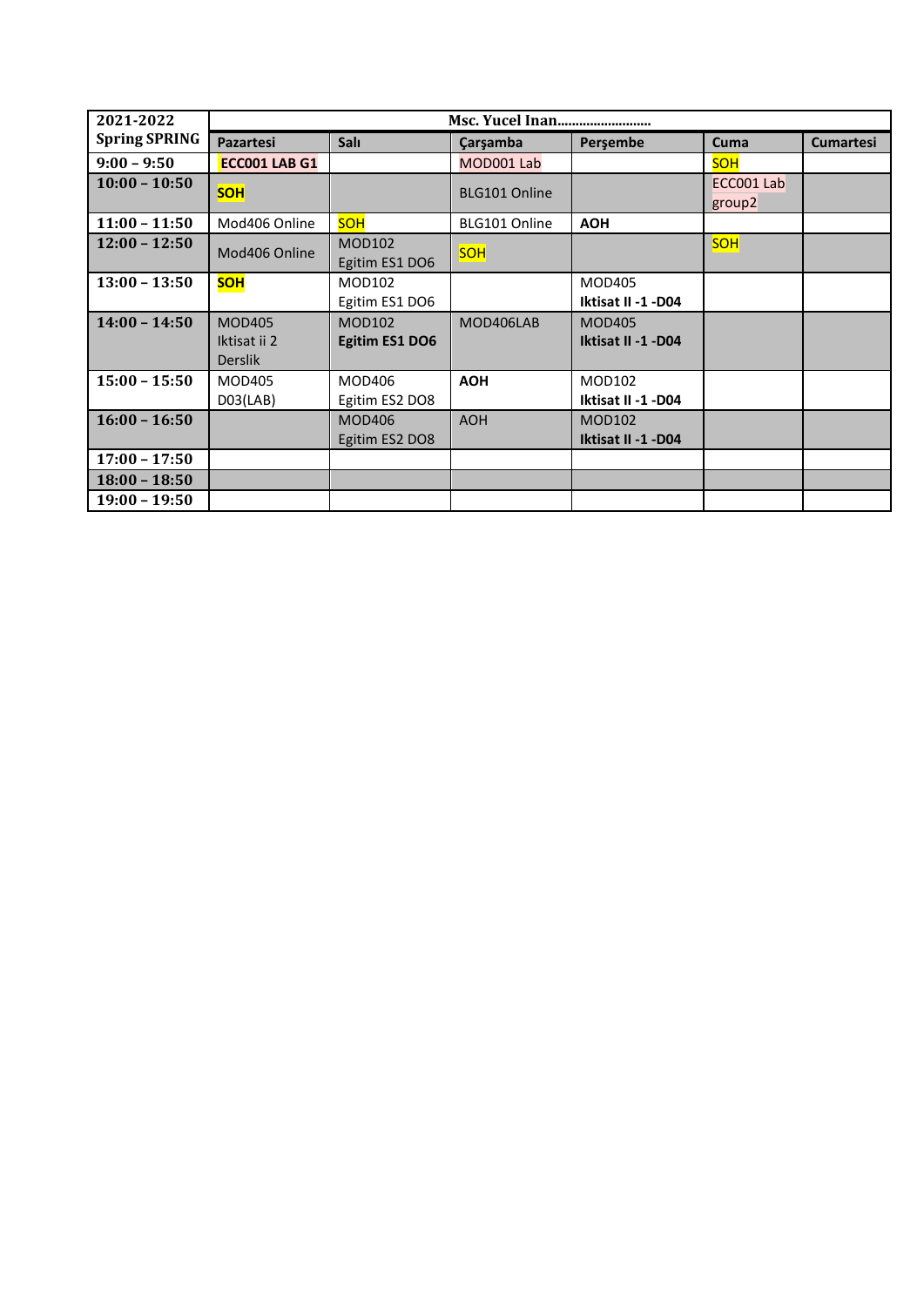| 2021-2022 Spring SPRING | Msc. Yucel Inan......................... | | | | | |
|---|---|---|---|---|---|---|
| | **Pazartesi** | **Salı** | **Çarşamba** | **Perşembe** | **Cuma** | **Cumartesi** |
| **9:00 – 9:50** | **ECC001 LAB G1** | | MOD001 Lab | | SOH | |
| **10:00 – 10:50** | **SOH** | | BLG101 Online | | ECC001 Lab group2 | |
| **11:00 – 11:50** | Mod406 Online | SOH | BLG101 Online | **AOH** | | |
| **12:00 – 12:50** | Mod406 Online | MOD102 Egitim ES1 DO6 | SOH | | SOH | |
| **13:00 – 13:50** | **SOH** | MOD102 Egitim ES1 DO6 | | MOD405 **Iktisat II -1 -D04** | | |
| **14:00 – 14:50** | MOD405 Iktisat ii 2 Derslik | MOD102 **Egitim ES1 DO6** | MOD406LAB | MOD405 **Iktisat II -1 -D04** | | |
| **15:00 – 15:50** | MOD405 D03(LAB) | MOD406 Egitim ES2 DO8 | **AOH** | MOD102 **Iktisat II -1 -D04** | | |
| **16:00 – 16:50** | | MOD406 Egitim ES2 DO8 | AOH | MOD102 **Iktisat II -1 -D04** | | |
| **17:00 – 17:50** | | | | | | |
| **18:00 – 18:50** | | | | | | |
| **19:00 – 19:50** | | | | | | |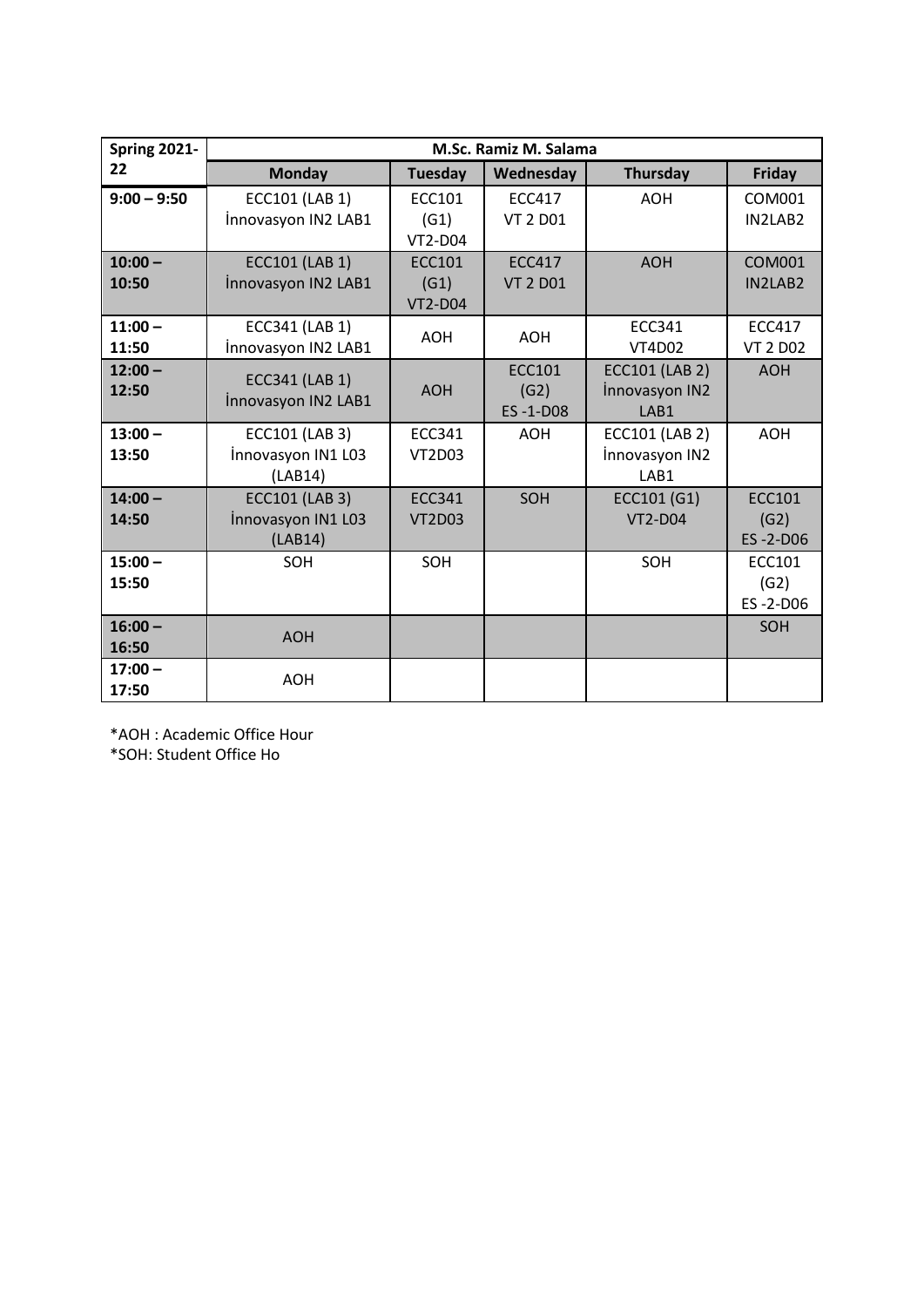| Spring 2021-22 | M.Sc. Ramiz M. Salama | | | | |
|---|---|---|---|---|---|
| | **Monday** | **Tuesday** | **Wednesday** | **Thursday** | **Friday** |
| **9:00 – 9:50** | ECC101 (LAB 1) İnnovasyon IN2 LAB1 | ECC101 (G1) VT2-D04 | ECC417 VT 2 D01 | AOH | COM001 IN2LAB2 |
| **10:00 – 10:50** | ECC101 (LAB 1) İnnovasyon IN2 LAB1 | ECC101 (G1) VT2-D04 | ECC417 VT 2 D01 | AOH | COM001 IN2LAB2 |
| **11:00 – 11:50** | ECC341 (LAB 1) İnnovasyon IN2 LAB1 | AOH | AOH | ECC341 VT4D02 | ECC417 VT 2 D02 |
| **12:00 – 12:50** | ECC341 (LAB 1) İnnovasyon IN2 LAB1 | AOH | ECC101 (G2) ES -1-D08 | ECC101 (LAB 2) İnnovasyon IN2 LAB1 | AOH |
| **13:00 – 13:50** | ECC101 (LAB 3) İnnovasyon IN1 L03 (LAB14) | ECC341 VT2D03 | AOH | ECC101 (LAB 2) İnnovasyon IN2 LAB1 | AOH |
| **14:00 – 14:50** | ECC101 (LAB 3) İnnovasyon IN1 L03 (LAB14) | ECC341 VT2D03 | SOH | ECC101 (G1) VT2-D04 | ECC101 (G2) ES -2-D06 |
| **15:00 – 15:50** | SOH | SOH | | SOH | ECC101 (G2) ES -2-D06 |
| **16:00 – 16:50** | AOH | | | | SOH |
| **17:00 – 17:50** | AOH | | | | |

*AOH : Academic Office Hour
*SOH: Student Office Ho